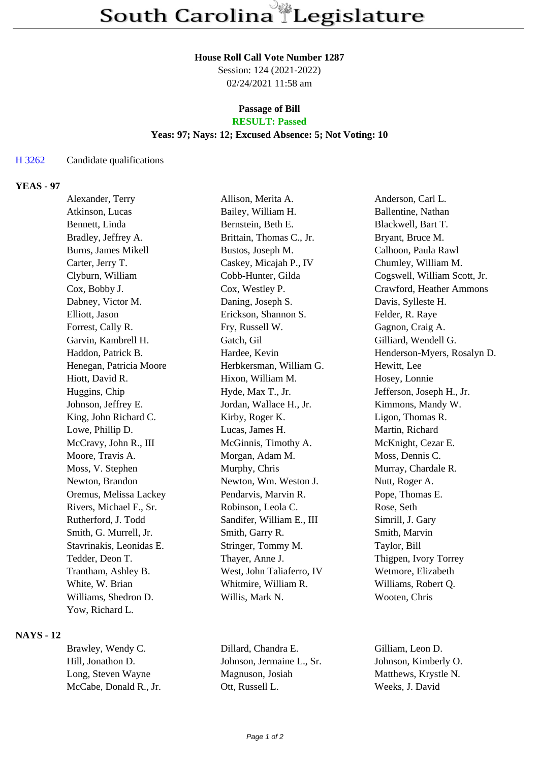# South Carolina Legislature

**House Roll Call Vote Number 1287**
Session: 124 (2021-2022)
02/24/2021 11:58 am

**Passage of Bill**
**RESULT: Passed**
**Yeas: 97; Nays: 12; Excused Absence: 5; Not Voting: 10**

H 3262 Candidate qualifications

**YEAS - 97**

| | | |
|---|---|---|
| Alexander, Terry | Allison, Merita A. | Anderson, Carl L. |
| Atkinson, Lucas | Bailey, William H. | Ballentine, Nathan |
| Bennett, Linda | Bernstein, Beth E. | Blackwell, Bart T. |
| Bradley, Jeffrey A. | Brittain, Thomas C., Jr. | Bryant, Bruce M. |
| Burns, James Mikell | Bustos, Joseph M. | Calhoon, Paula Rawl |
| Carter, Jerry T. | Caskey, Micajah P., IV | Chumley, William M. |
| Clyburn, William | Cobb-Hunter, Gilda | Cogswell, William Scott, Jr. |
| Cox, Bobby J. | Cox, Westley P. | Crawford, Heather Ammons |
| Dabney, Victor M. | Daning, Joseph S. | Davis, Sylleste H. |
| Elliott, Jason | Erickson, Shannon S. | Felder, R. Raye |
| Forrest, Cally R. | Fry, Russell W. | Gagnon, Craig A. |
| Garvin, Kambrell H. | Gatch, Gil | Gilliard, Wendell G. |
| Haddon, Patrick B. | Hardee, Kevin | Henderson-Myers, Rosalyn D. |
| Henegan, Patricia Moore | Herbkersman, William G. | Hewitt, Lee |
| Hiott, David R. | Hixon, William M. | Hosey, Lonnie |
| Huggins, Chip | Hyde, Max T., Jr. | Jefferson, Joseph H., Jr. |
| Johnson, Jeffrey E. | Jordan, Wallace H., Jr. | Kimmons, Mandy W. |
| King, John Richard C. | Kirby, Roger K. | Ligon, Thomas R. |
| Lowe, Phillip D. | Lucas, James H. | Martin, Richard |
| McCravy, John R., III | McGinnis, Timothy A. | McKnight, Cezar E. |
| Moore, Travis A. | Morgan, Adam M. | Moss, Dennis C. |
| Moss, V. Stephen | Murphy, Chris | Murray, Chardale R. |
| Newton, Brandon | Newton, Wm. Weston J. | Nutt, Roger A. |
| Oremus, Melissa Lackey | Pendarvis, Marvin R. | Pope, Thomas E. |
| Rivers, Michael F., Sr. | Robinson, Leola C. | Rose, Seth |
| Rutherford, J. Todd | Sandifer, William E., III | Simrill, J. Gary |
| Smith, G. Murrell, Jr. | Smith, Garry R. | Smith, Marvin |
| Stavrinakis, Leonidas E. | Stringer, Tommy M. | Taylor, Bill |
| Tedder, Deon T. | Thayer, Anne J. | Thigpen, Ivory Torrey |
| Trantham, Ashley B. | West, John Taliaferro, IV | Wetmore, Elizabeth |
| White, W. Brian | Whitmire, William R. | Williams, Robert Q. |
| Williams, Shedron D. | Willis, Mark N. | Wooten, Chris |
| Yow, Richard L. | | |

**NAYS - 12**

| | | |
|---|---|---|
| Brawley, Wendy C. | Dillard, Chandra E. | Gilliam, Leon D. |
| Hill, Jonathon D. | Johnson, Jermaine L., Sr. | Johnson, Kimberly O. |
| Long, Steven Wayne | Magnuson, Josiah | Matthews, Krystle N. |
| McCabe, Donald R., Jr. | Ott, Russell L. | Weeks, J. David |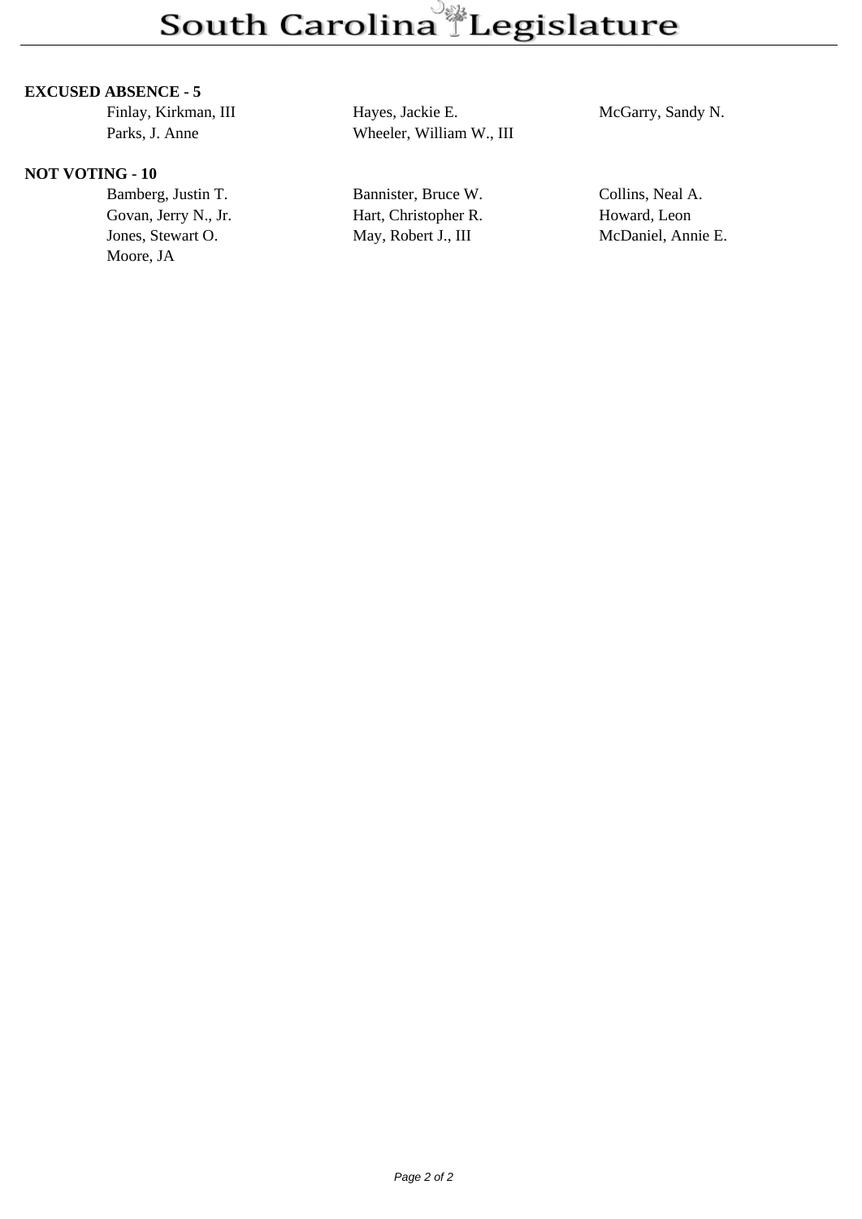**EXCUSED ABSENCE - 5**

| | | |
|---|---|---|
| Finlay, Kirkman, III | Hayes, Jackie E. | McGarry, Sandy N. |
| Parks, J. Anne | Wheeler, William W., III | |

**NOT VOTING - 10**

| | | |
|---|---|---|
| Bamberg, Justin T. | Bannister, Bruce W. | Collins, Neal A. |
| Govan, Jerry N., Jr. | Hart, Christopher R. | Howard, Leon |
| Jones, Stewart O. | May, Robert J., III | McDaniel, Annie E. |
| Moore, JA | | |